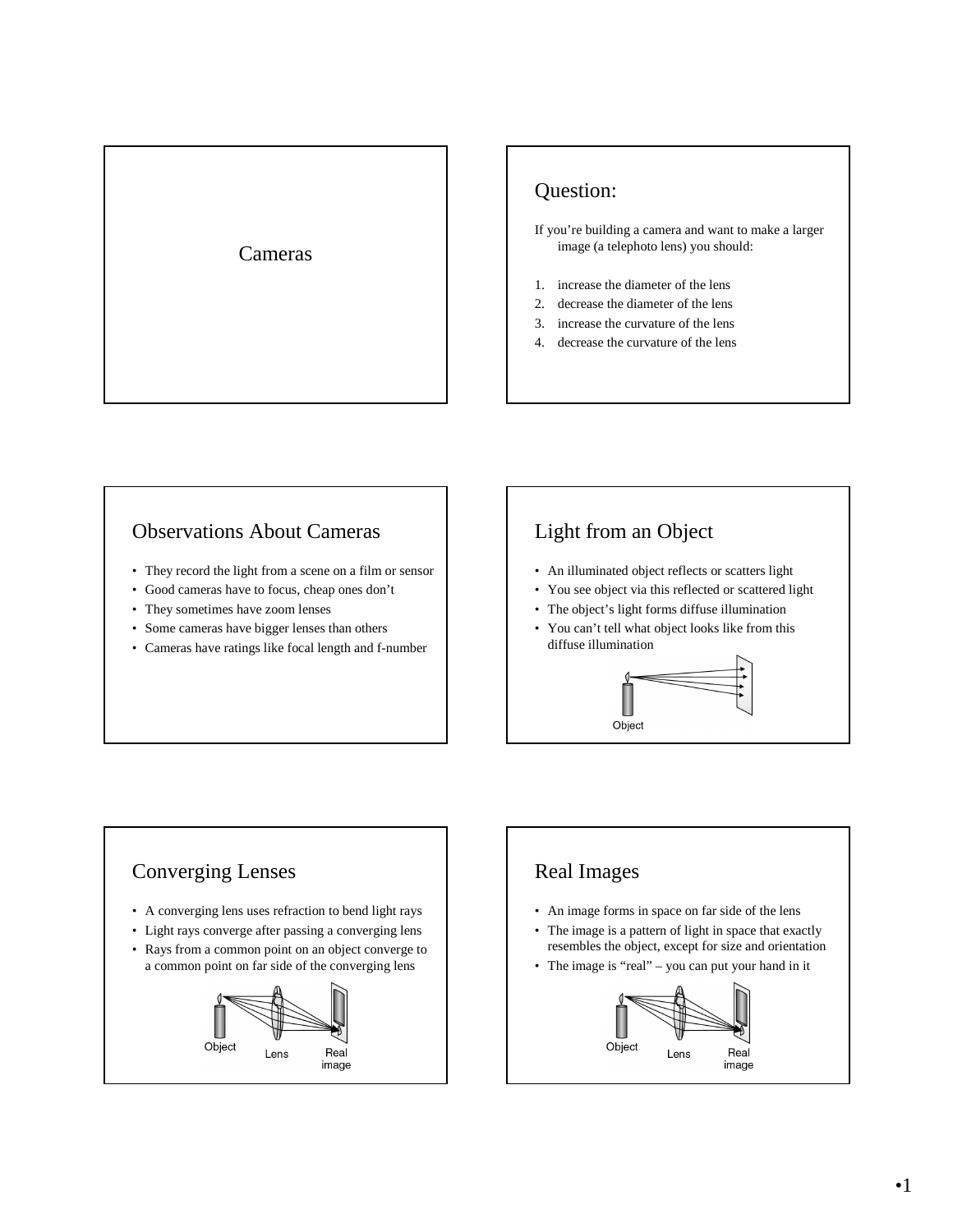# Cameras

## Question:

If you're building a camera and want to make a larger image (a telephoto lens) you should:

1. increase the diameter of the lens
2. decrease the diameter of the lens
3. increase the curvature of the lens
4. decrease the curvature of the lens

## Observations About Cameras

- They record the light from a scene on a film or sensor
- Good cameras have to focus, cheap ones don't
- They sometimes have zoom lenses
- Some cameras have bigger lenses than others
- Cameras have ratings like focal length and f-number

## Light from an Object

- An illuminated object reflects or scatters light
- You see object via this reflected or scattered light
- The object's light forms diffuse illumination
- You can't tell what object looks like from this diffuse illumination

Object

## Converging Lenses

- A converging lens uses refraction to bend light rays
- Light rays converge after passing a converging lens
- Rays from a common point on an object converge to a common point on far side of the converging lens

Object Lens Real image

## Real Images

- An image forms in space on far side of the lens
- The image is a pattern of light in space that exactly resembles the object, except for size and orientation
- The image is "real" – you can put your hand in it

Object Lens Real image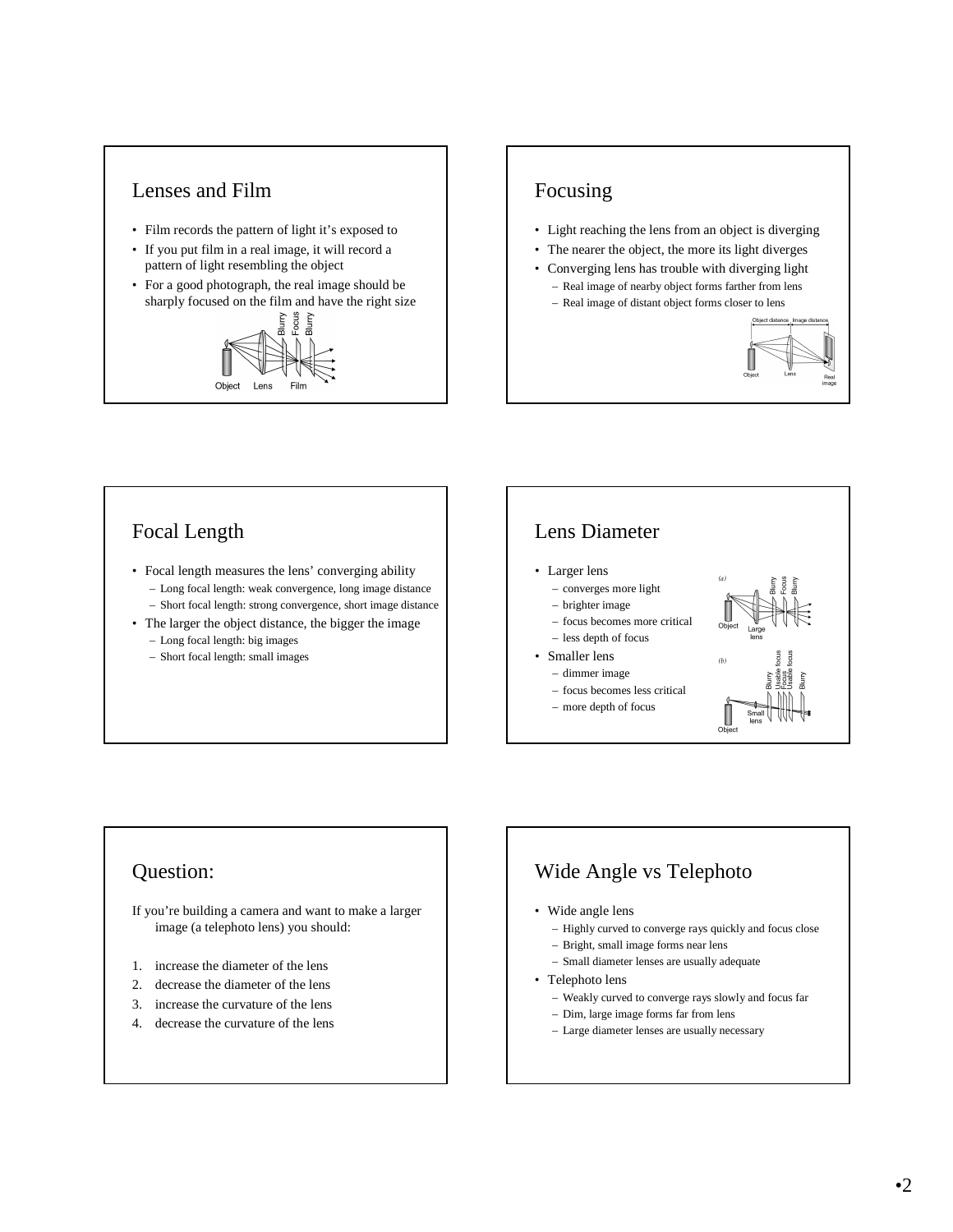## Lenses and Film

- Film records the pattern of light it's exposed to
- If you put film in a real image, it will record a pattern of light resembling the object
- For a good photograph, the real image should be sharply focused on the film and have the right size

## Focusing

- Light reaching the lens from an object is diverging
- The nearer the object, the more its light diverges
- Converging lens has trouble with diverging light
  - Real image of nearby object forms farther from lens
  - Real image of distant object forms closer to lens

## Focal Length

- Focal length measures the lens' converging ability
  - Long focal length: weak convergence, long image distance
  - Short focal length: strong convergence, short image distance
- The larger the object distance, the bigger the image
  - Long focal length: big images
  - Short focal length: small images

## Lens Diameter

- Larger lens
  - converges more light
  - brighter image
  - focus becomes more critical
  - less depth of focus
- Smaller lens
  - dimmer image
  - focus becomes less critical
  - more depth of focus

## Question:

If you're building a camera and want to make a larger image (a telephoto lens) you should:

1. increase the diameter of the lens
2. decrease the diameter of the lens
3. increase the curvature of the lens
4. decrease the curvature of the lens

## Wide Angle vs Telephoto

- Wide angle lens
  - Highly curved to converge rays quickly and focus close
  - Bright, small image forms near lens
  - Small diameter lenses are usually adequate
- Telephoto lens
  - Weakly curved to converge rays slowly and focus far
  - Dim, large image forms far from lens
  - Large diameter lenses are usually necessary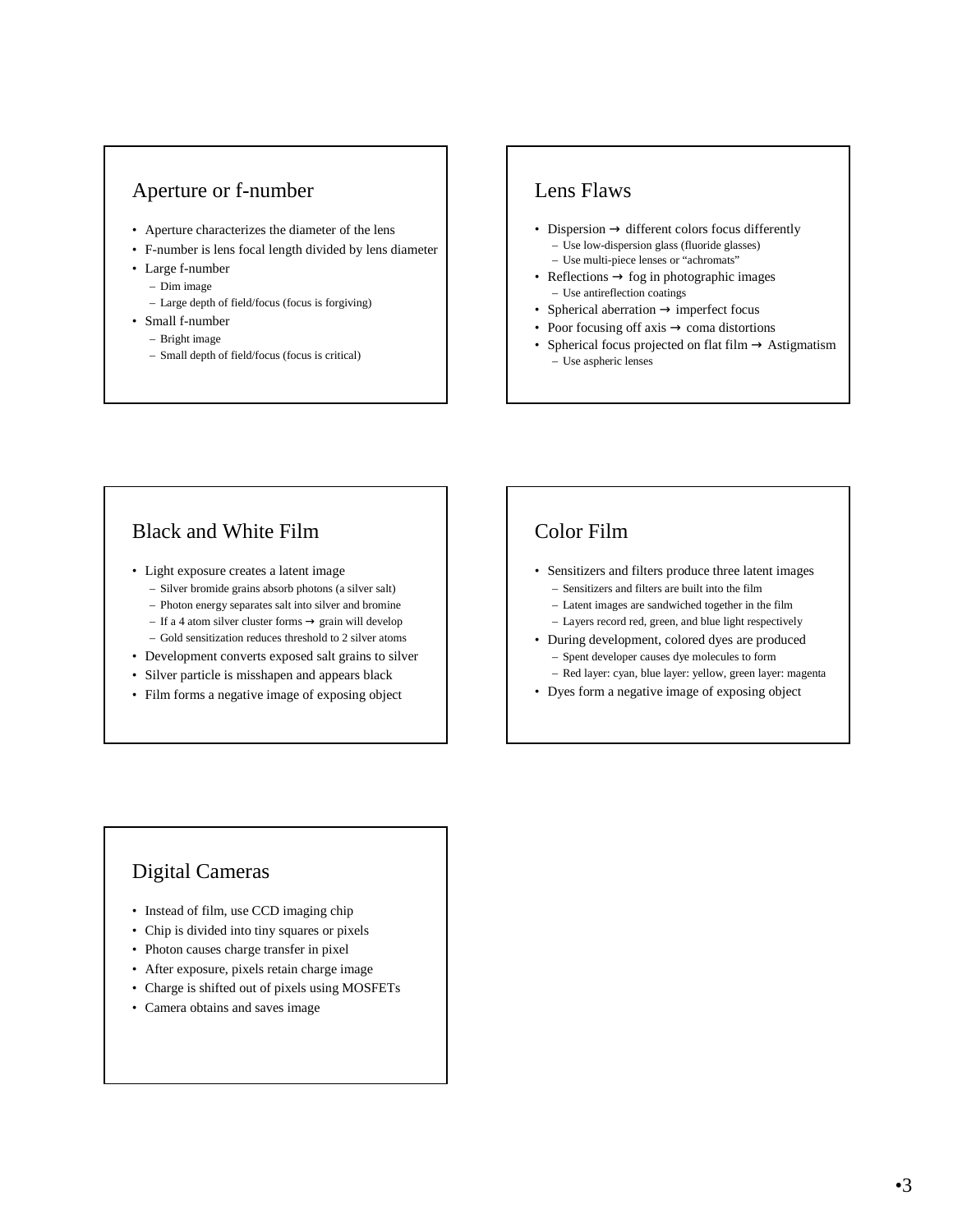## Aperture or f-number

- Aperture characterizes the diameter of the lens
- F-number is lens focal length divided by lens diameter
- Large f-number
  - Dim image
  - Large depth of field/focus (focus is forgiving)
- Small f-number
  - Bright image
  - Small depth of field/focus (focus is critical)

## Lens Flaws

- Dispersion → different colors focus differently
  - Use low-dispersion glass (fluoride glasses)
  - Use multi-piece lenses or "achromats"
- Reflections → fog in photographic images
  - Use antireflection coatings
- Spherical aberration → imperfect focus
- Poor focusing off axis → coma distortions
- Spherical focus projected on flat film → Astigmatism
  - Use aspheric lenses

## Black and White Film

- Light exposure creates a latent image
  - Silver bromide grains absorb photons (a silver salt)
  - Photon energy separates salt into silver and bromine
  - If a 4 atom silver cluster forms → grain will develop
  - Gold sensitization reduces threshold to 2 silver atoms
- Development converts exposed salt grains to silver
- Silver particle is misshapen and appears black
- Film forms a negative image of exposing object

## Color Film

- Sensitizers and filters produce three latent images
  - Sensitizers and filters are built into the film
  - Latent images are sandwiched together in the film
  - Layers record red, green, and blue light respectively
- During development, colored dyes are produced
  - Spent developer causes dye molecules to form
  - Red layer: cyan, blue layer: yellow, green layer: magenta
- Dyes form a negative image of exposing object

## Digital Cameras

- Instead of film, use CCD imaging chip
- Chip is divided into tiny squares or pixels
- Photon causes charge transfer in pixel
- After exposure, pixels retain charge image
- Charge is shifted out of pixels using MOSFETs
- Camera obtains and saves image